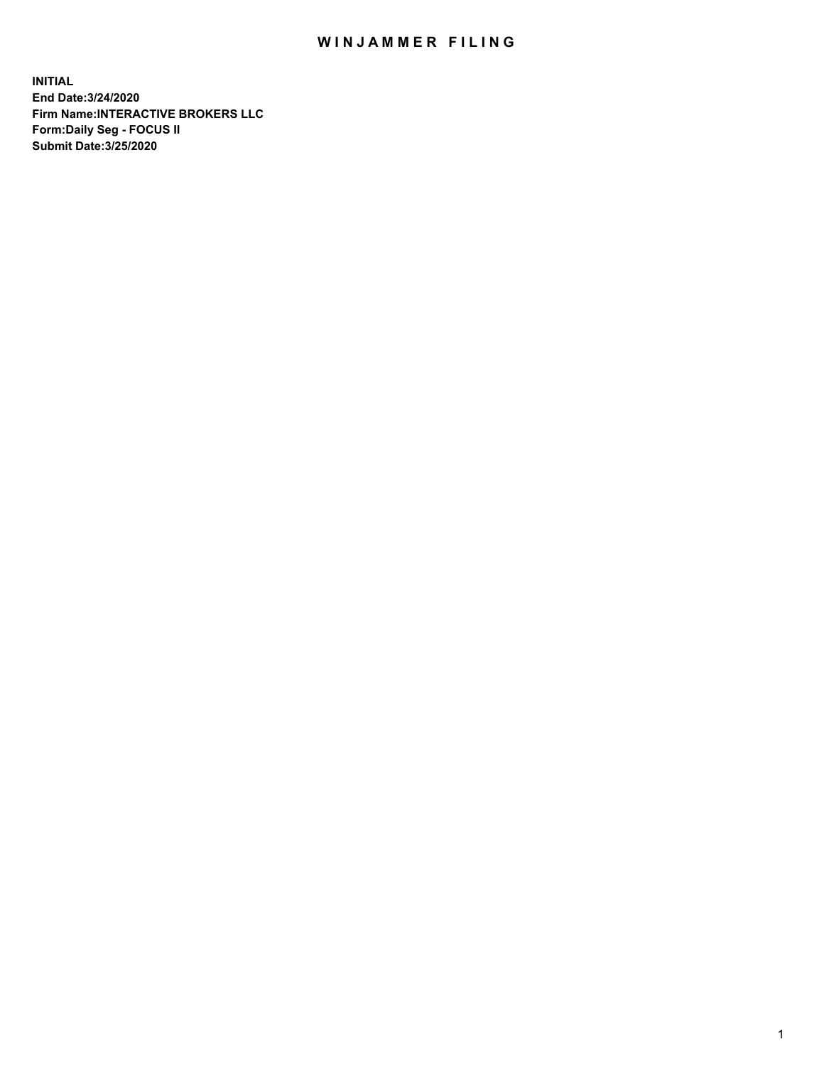# WINJAMMER FILING

**INITIAL**
**End Date:3/24/2020**
**Firm Name:INTERACTIVE BROKERS LLC**
**Form:Daily Seg - FOCUS II**
**Submit Date:3/25/2020**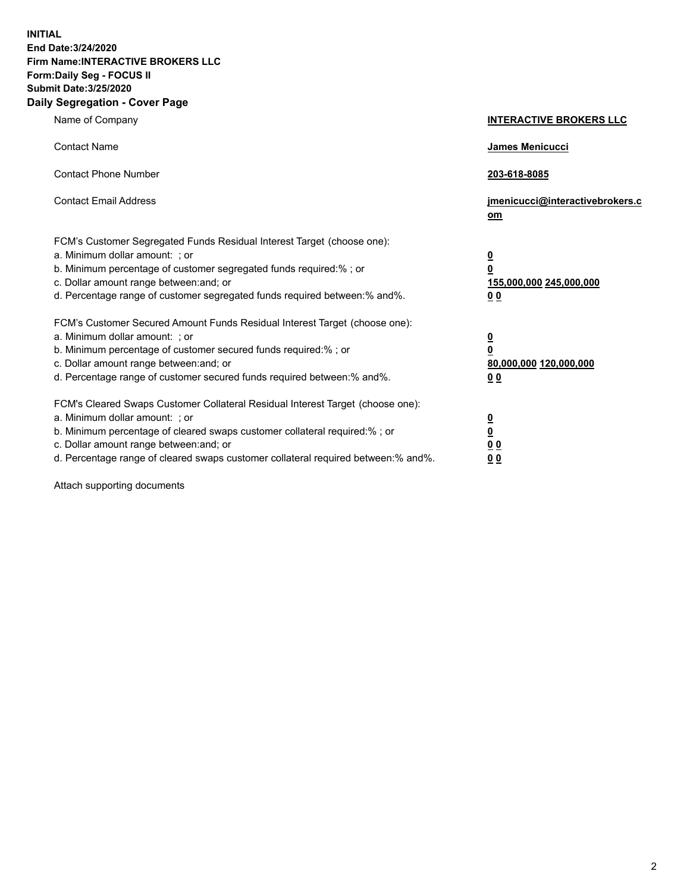**INITIAL**
**End Date:3/24/2020**
**Firm Name:INTERACTIVE BROKERS LLC**
**Form:Daily Seg - FOCUS II**
**Submit Date:3/25/2020**
**Daily Segregation - Cover Page**

| | |
|---|---|
| Name of Company | **INTERACTIVE BROKERS LLC** |
| Contact Name | **James Menicucci** |
| Contact Phone Number | **203-618-8085** |
| Contact Email Address | **jmenicucci@interactivebrokers.com** |

FCM's Customer Segregated Funds Residual Interest Target (choose one):

| | |
|---|---|
| a. Minimum dollar amount: ; or | **0** |
| b. Minimum percentage of customer segregated funds required:% ; or | **0** |
| c. Dollar amount range between:and; or | **155,000,000 245,000,000** |
| d. Percentage range of customer segregated funds required between:% and%. | **0 0** |

FCM's Customer Secured Amount Funds Residual Interest Target (choose one):

| | |
|---|---|
| a. Minimum dollar amount: ; or | **0** |
| b. Minimum percentage of customer secured funds required:% ; or | **0** |
| c. Dollar amount range between:and; or | **80,000,000 120,000,000** |
| d. Percentage range of customer secured funds required between:% and%. | **0 0** |

FCM's Cleared Swaps Customer Collateral Residual Interest Target (choose one):

| | |
|---|---|
| a. Minimum dollar amount: ; or | **0** |
| b. Minimum percentage of cleared swaps customer collateral required:% ; or | **0** |
| c. Dollar amount range between:and; or | **0 0** |
| d. Percentage range of cleared swaps customer collateral required between:% and%. | **0 0** |

Attach supporting documents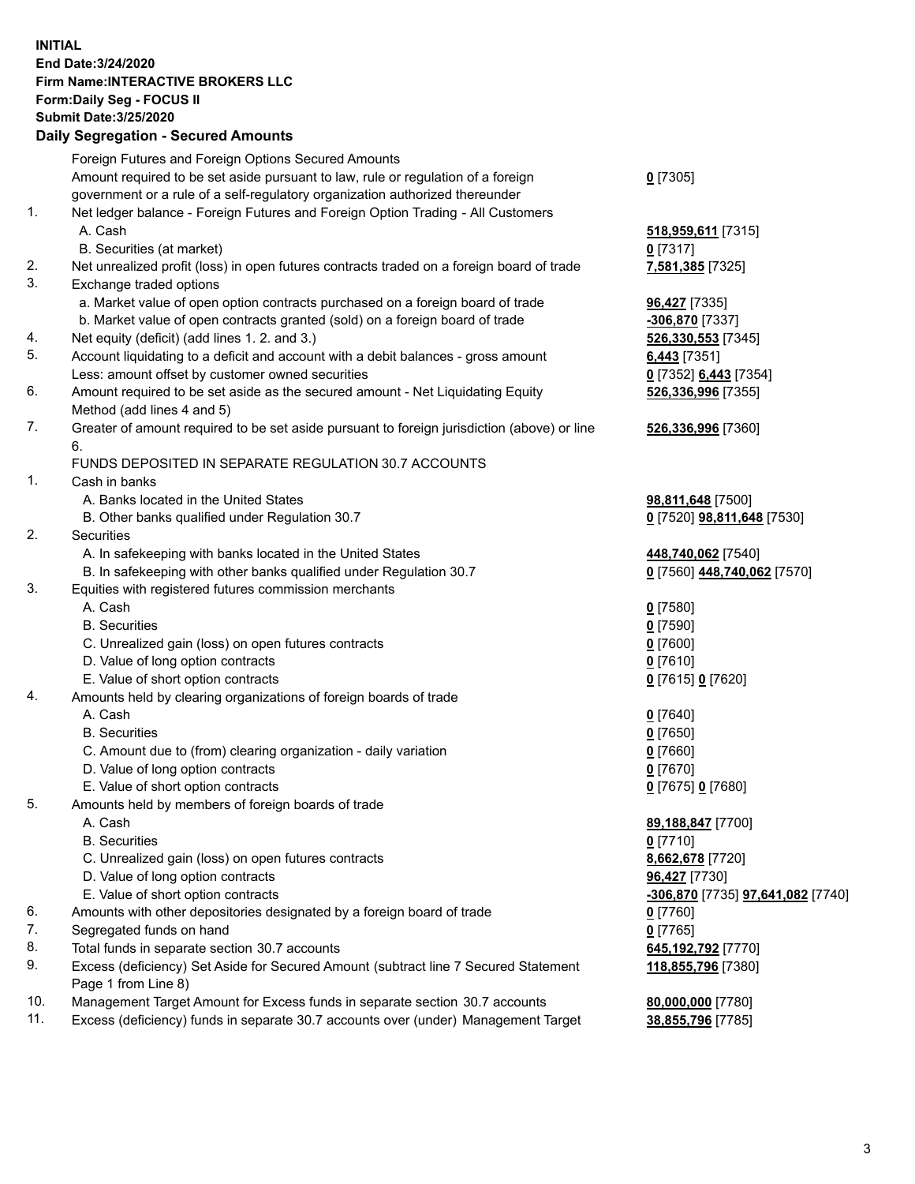**INITIAL**
**End Date:3/24/2020**
**Firm Name:INTERACTIVE BROKERS LLC**
**Form:Daily Seg - FOCUS II**
**Submit Date:3/25/2020**

**Daily Segregation - Secured Amounts**

| | | |
|---|---|---|
| | Foreign Futures and Foreign Options Secured Amounts | |
| | Amount required to be set aside pursuant to law, rule or regulation of a foreign government or a rule of a self-regulatory organization authorized thereunder | **0** [7305] |
| 1. | Net ledger balance - Foreign Futures and Foreign Option Trading - All Customers | |
| | A. Cash | **518,959,611** [7315] |
| | B. Securities (at market) | **0** [7317] |
| 2. | Net unrealized profit (loss) in open futures contracts traded on a foreign board of trade | **7,581,385** [7325] |
| 3. | Exchange traded options | |
| | a. Market value of open option contracts purchased on a foreign board of trade | **96,427** [7335] |
| | b. Market value of open contracts granted (sold) on a foreign board of trade | **-306,870** [7337] |
| 4. | Net equity (deficit) (add lines 1. 2. and 3.) | **526,330,553** [7345] |
| 5. | Account liquidating to a deficit and account with a debit balances - gross amount | **6,443** [7351] |
| | Less: amount offset by customer owned securities | **0** [7352] **6,443** [7354] |
| 6. | Amount required to be set aside as the secured amount - Net Liquidating Equity Method (add lines 4 and 5) | **526,336,996** [7355] |
| 7. | Greater of amount required to be set aside pursuant to foreign jurisdiction (above) or line 6. | **526,336,996** [7360] |
| | FUNDS DEPOSITED IN SEPARATE REGULATION 30.7 ACCOUNTS | |
| 1. | Cash in banks | |
| | A. Banks located in the United States | **98,811,648** [7500] |
| | B. Other banks qualified under Regulation 30.7 | **0** [7520] **98,811,648** [7530] |
| 2. | Securities | |
| | A. In safekeeping with banks located in the United States | **448,740,062** [7540] |
| | B. In safekeeping with other banks qualified under Regulation 30.7 | **0** [7560] **448,740,062** [7570] |
| 3. | Equities with registered futures commission merchants | |
| | A. Cash | **0** [7580] |
| | B. Securities | **0** [7590] |
| | C. Unrealized gain (loss) on open futures contracts | **0** [7600] |
| | D. Value of long option contracts | **0** [7610] |
| | E. Value of short option contracts | **0** [7615] **0** [7620] |
| 4. | Amounts held by clearing organizations of foreign boards of trade | |
| | A. Cash | **0** [7640] |
| | B. Securities | **0** [7650] |
| | C. Amount due to (from) clearing organization - daily variation | **0** [7660] |
| | D. Value of long option contracts | **0** [7670] |
| | E. Value of short option contracts | **0** [7675] **0** [7680] |
| 5. | Amounts held by members of foreign boards of trade | |
| | A. Cash | **89,188,847** [7700] |
| | B. Securities | **0** [7710] |
| | C. Unrealized gain (loss) on open futures contracts | **8,662,678** [7720] |
| | D. Value of long option contracts | **96,427** [7730] |
| | E. Value of short option contracts | **-306,870** [7735] **97,641,082** [7740] |
| 6. | Amounts with other depositories designated by a foreign board of trade | **0** [7760] |
| 7. | Segregated funds on hand | **0** [7765] |
| 8. | Total funds in separate section 30.7 accounts | **645,192,792** [7770] |
| 9. | Excess (deficiency) Set Aside for Secured Amount (subtract line 7 Secured Statement Page 1 from Line 8) | **118,855,796** [7380] |
| 10. | Management Target Amount for Excess funds in separate section 30.7 accounts | **80,000,000** [7780] |
| 11. | Excess (deficiency) funds in separate 30.7 accounts over (under) Management Target | **38,855,796** [7785] |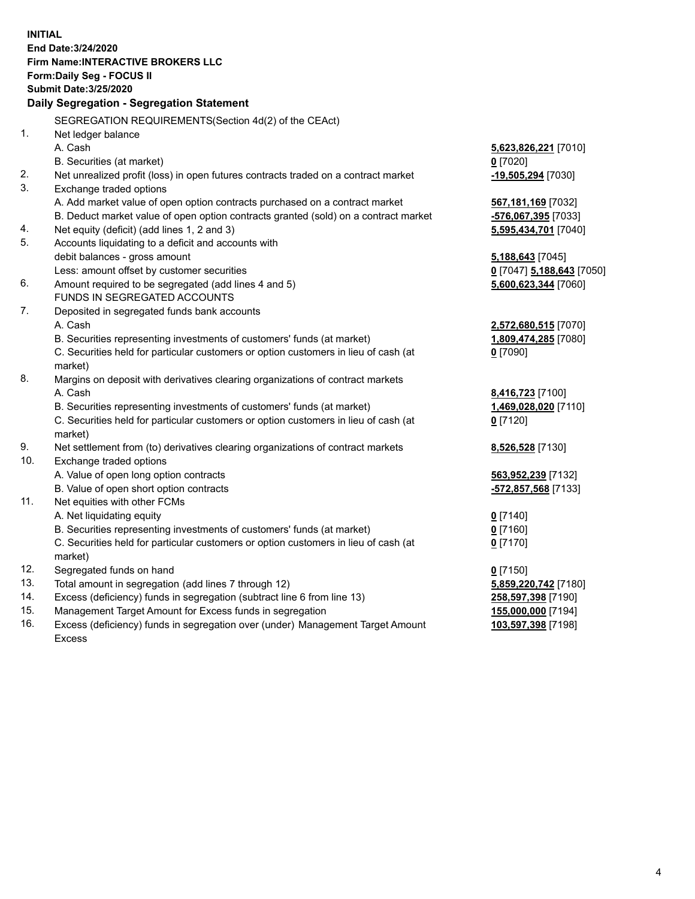**INITIAL**
**End Date:3/24/2020**
**Firm Name:INTERACTIVE BROKERS LLC**
**Form:Daily Seg - FOCUS II**
**Submit Date:3/25/2020**

**Daily Segregation - Segregation Statement**

SEGREGATION REQUIREMENTS(Section 4d(2) of the CEAct)

| | | |
|---|---|---|
| 1. | Net ledger balance | |
| | A. Cash | **5,623,826,221** [7010] |
| | B. Securities (at market) | **0** [7020] |
| 2. | Net unrealized profit (loss) in open futures contracts traded on a contract market | **-19,505,294** [7030] |
| 3. | Exchange traded options | |
| | A. Add market value of open option contracts purchased on a contract market | **567,181,169** [7032] |
| | B. Deduct market value of open option contracts granted (sold) on a contract market | **-576,067,395** [7033] |
| 4. | Net equity (deficit) (add lines 1, 2 and 3) | **5,595,434,701** [7040] |
| 5. | Accounts liquidating to a deficit and accounts with debit balances - gross amount | **5,188,643** [7045] |
| | Less: amount offset by customer securities | **0** [7047] **5,188,643** [7050] |
| 6. | Amount required to be segregated (add lines 4 and 5) | **5,600,623,344** [7060] |
| | FUNDS IN SEGREGATED ACCOUNTS | |
| 7. | Deposited in segregated funds bank accounts | |
| | A. Cash | **2,572,680,515** [7070] |
| | B. Securities representing investments of customers' funds (at market) | **1,809,474,285** [7080] |
| | C. Securities held for particular customers or option customers in lieu of cash (at market) | **0** [7090] |
| 8. | Margins on deposit with derivatives clearing organizations of contract markets | |
| | A. Cash | **8,416,723** [7100] |
| | B. Securities representing investments of customers' funds (at market) | **1,469,028,020** [7110] |
| | C. Securities held for particular customers or option customers in lieu of cash (at market) | **0** [7120] |
| 9. | Net settlement from (to) derivatives clearing organizations of contract markets | **8,526,528** [7130] |
| 10. | Exchange traded options | |
| | A. Value of open long option contracts | **563,952,239** [7132] |
| | B. Value of open short option contracts | **-572,857,568** [7133] |
| 11. | Net equities with other FCMs | |
| | A. Net liquidating equity | **0** [7140] |
| | B. Securities representing investments of customers' funds (at market) | **0** [7160] |
| | C. Securities held for particular customers or option customers in lieu of cash (at market) | **0** [7170] |
| 12. | Segregated funds on hand | **0** [7150] |
| 13. | Total amount in segregation (add lines 7 through 12) | **5,859,220,742** [7180] |
| 14. | Excess (deficiency) funds in segregation (subtract line 6 from line 13) | **258,597,398** [7190] |
| 15. | Management Target Amount for Excess funds in segregation | **155,000,000** [7194] |
| 16. | Excess (deficiency) funds in segregation over (under) Management Target Amount Excess | **103,597,398** [7198] |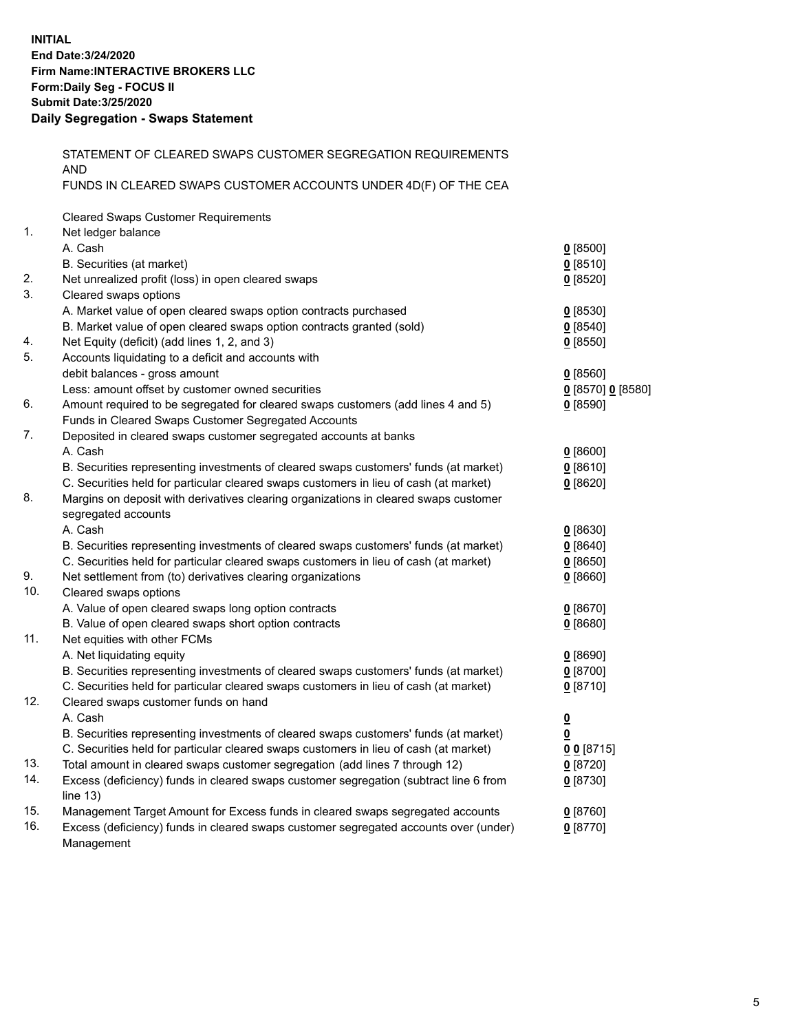**INITIAL**
**End Date:3/24/2020**
**Firm Name:INTERACTIVE BROKERS LLC**
**Form:Daily Seg - FOCUS II**
**Submit Date:3/25/2020**
**Daily Segregation - Swaps Statement**

STATEMENT OF CLEARED SWAPS CUSTOMER SEGREGATION REQUIREMENTS AND FUNDS IN CLEARED SWAPS CUSTOMER ACCOUNTS UNDER 4D(F) OF THE CEA

| | | |
|---|---|---|
| | Cleared Swaps Customer Requirements | |
| 1. | Net ledger balance | |
| | A. Cash | 0 [8500] |
| | B. Securities (at market) | 0 [8510] |
| 2. | Net unrealized profit (loss) in open cleared swaps | 0 [8520] |
| 3. | Cleared swaps options | |
| | A. Market value of open cleared swaps option contracts purchased | 0 [8530] |
| | B. Market value of open cleared swaps option contracts granted (sold) | 0 [8540] |
| 4. | Net Equity (deficit) (add lines 1, 2, and 3) | 0 [8550] |
| 5. | Accounts liquidating to a deficit and accounts with debit balances - gross amount | 0 [8560] |
| | Less: amount offset by customer owned securities | 0 [8570] 0 [8580] |
| 6. | Amount required to be segregated for cleared swaps customers (add lines 4 and 5) | 0 [8590] |
| | Funds in Cleared Swaps Customer Segregated Accounts | |
| 7. | Deposited in cleared swaps customer segregated accounts at banks | |
| | A. Cash | 0 [8600] |
| | B. Securities representing investments of cleared swaps customers' funds (at market) | 0 [8610] |
| | C. Securities held for particular cleared swaps customers in lieu of cash (at market) | 0 [8620] |
| 8. | Margins on deposit with derivatives clearing organizations in cleared swaps customer segregated accounts | |
| | A. Cash | 0 [8630] |
| | B. Securities representing investments of cleared swaps customers' funds (at market) | 0 [8640] |
| | C. Securities held for particular cleared swaps customers in lieu of cash (at market) | 0 [8650] |
| 9. | Net settlement from (to) derivatives clearing organizations | 0 [8660] |
| 10. | Cleared swaps options | |
| | A. Value of open cleared swaps long option contracts | 0 [8670] |
| | B. Value of open cleared swaps short option contracts | 0 [8680] |
| 11. | Net equities with other FCMs | |
| | A. Net liquidating equity | 0 [8690] |
| | B. Securities representing investments of cleared swaps customers' funds (at market) | 0 [8700] |
| | C. Securities held for particular cleared swaps customers in lieu of cash (at market) | 0 [8710] |
| 12. | Cleared swaps customer funds on hand | |
| | A. Cash | 0 |
| | B. Securities representing investments of cleared swaps customers' funds (at market) | 0 |
| | C. Securities held for particular cleared swaps customers in lieu of cash (at market) | 0 0 [8715] |
| 13. | Total amount in cleared swaps customer segregation (add lines 7 through 12) | 0 [8720] |
| 14. | Excess (deficiency) funds in cleared swaps customer segregation (subtract line 6 from line 13) | 0 [8730] |
| 15. | Management Target Amount for Excess funds in cleared swaps segregated accounts | 0 [8760] |
| 16. | Excess (deficiency) funds in cleared swaps customer segregated accounts over (under) Management | 0 [8770] |